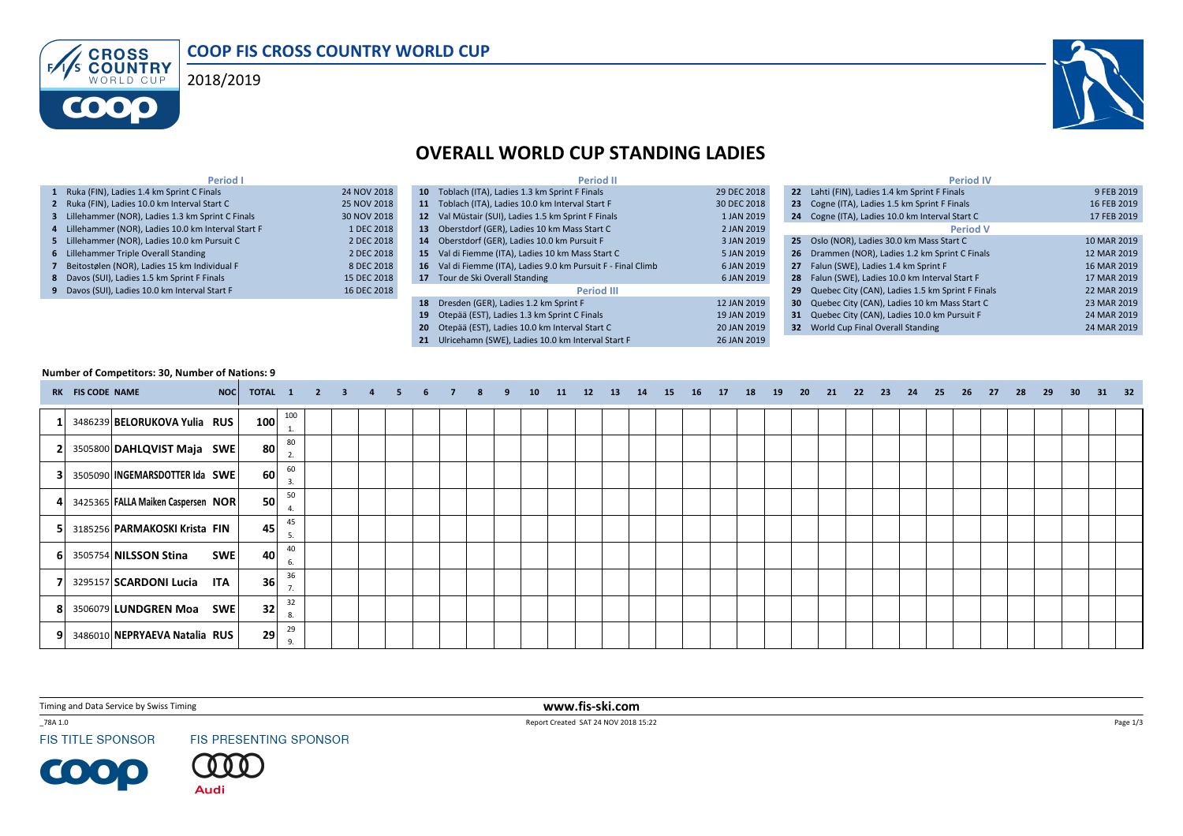# COOP FIS CROSS COUNTRY WORLD CUP

2018/2019

## OVERALL WORLD CUP STANDING LADIES

**Period I**

| # | Event | Date |
|---|---|---|
| 1 | Ruka (FIN), Ladies 1.4 km Sprint C Finals | 24 NOV 2018 |
| 2 | Ruka (FIN), Ladies 10.0 km Interval Start C | 25 NOV 2018 |
| 3 | Lillehammer (NOR), Ladies 1.3 km Sprint C Finals | 30 NOV 2018 |
| 4 | Lillehammer (NOR), Ladies 10.0 km Interval Start F | 1 DEC 2018 |
| 5 | Lillehammer (NOR), Ladies 10.0 km Pursuit C | 2 DEC 2018 |
| 6 | Lillehammer Triple Overall Standing | 2 DEC 2018 |
| 7 | Beitostølen (NOR), Ladies 15 km Individual F | 8 DEC 2018 |
| 8 | Davos (SUI), Ladies 1.5 km Sprint F Finals | 15 DEC 2018 |
| 9 | Davos (SUI), Ladies 10.0 km Interval Start F | 16 DEC 2018 |

**Period II**

| # | Event | Date |
|---|---|---|
| 10 | Toblach (ITA), Ladies 1.3 km Sprint F Finals | 29 DEC 2018 |
| 11 | Toblach (ITA), Ladies 10.0 km Interval Start F | 30 DEC 2018 |
| 12 | Val Müstair (SUI), Ladies 1.5 km Sprint F Finals | 1 JAN 2019 |
| 13 | Oberstdorf (GER), Ladies 10 km Mass Start C | 2 JAN 2019 |
| 14 | Oberstdorf (GER), Ladies 10.0 km Pursuit F | 3 JAN 2019 |
| 15 | Val di Fiemme (ITA), Ladies 10 km Mass Start C | 5 JAN 2019 |
| 16 | Val di Fiemme (ITA), Ladies 9.0 km Pursuit F - Final Climb | 6 JAN 2019 |
| 17 | Tour de Ski Overall Standing | 6 JAN 2019 |

**Period III**

| # | Event | Date |
|---|---|---|
| 18 | Dresden (GER), Ladies 1.2 km Sprint F | 12 JAN 2019 |
| 19 | Otepää (EST), Ladies 1.3 km Sprint C Finals | 19 JAN 2019 |
| 20 | Otepää (EST), Ladies 10.0 km Interval Start C | 20 JAN 2019 |
| 21 | Ulricehamn (SWE), Ladies 10.0 km Interval Start F | 26 JAN 2019 |

**Period IV**

| # | Event | Date |
|---|---|---|
| 22 | Lahti (FIN), Ladies 1.4 km Sprint F Finals | 9 FEB 2019 |
| 23 | Cogne (ITA), Ladies 1.5 km Sprint F Finals | 16 FEB 2019 |
| 24 | Cogne (ITA), Ladies 10.0 km Interval Start C | 17 FEB 2019 |

**Period V**

| # | Event | Date |
|---|---|---|
| 25 | Oslo (NOR), Ladies 30.0 km Mass Start C | 10 MAR 2019 |
| 26 | Drammen (NOR), Ladies 1.2 km Sprint C Finals | 12 MAR 2019 |
| 27 | Falun (SWE), Ladies 1.4 km Sprint F | 16 MAR 2019 |
| 28 | Falun (SWE), Ladies 10.0 km Interval Start F | 17 MAR 2019 |
| 29 | Quebec City (CAN), Ladies 1.5 km Sprint F Finals | 22 MAR 2019 |
| 30 | Quebec City (CAN), Ladies 10 km Mass Start C | 23 MAR 2019 |
| 31 | Quebec City (CAN), Ladies 10.0 km Pursuit F | 24 MAR 2019 |
| 32 | World Cup Final Overall Standing | 24 MAR 2019 |

**Number of Competitors: 30, Number of Nations: 9**

| RK | FIS CODE | NAME | NOC | TOTAL | 1 | 2 | 3 | 4 | 5 | 6 | 7 | 8 | 9 | 10 | 11 | 12 | 13 | 14 | 15 | 16 | 17 | 18 | 19 | 20 | 21 | 22 | 23 | 24 | 25 | 26 | 27 | 28 | 29 | 30 | 31 | 32 |
|---|---|---|---|---|---|---|---|---|---|---|---|---|---|---|---|---|---|---|---|---|---|---|---|---|---|---|---|---|---|---|---|---|---|---|---|---|
| 1 | 3486239 | BELORUKOVA Yulia | RUS | 100 | 100 1. | | | | | | | | | | | | | | | | | | | | | | | | | | | | | | | |
| 2 | 3505800 | DAHLQVIST Maja | SWE | 80 | 80 2. | | | | | | | | | | | | | | | | | | | | | | | | | | | | | | | |
| 3 | 3505090 | INGEMARSDOTTER Ida | SWE | 60 | 60 3. | | | | | | | | | | | | | | | | | | | | | | | | | | | | | | | |
| 4 | 3425365 | FALLA Maiken Caspersen | NOR | 50 | 50 4. | | | | | | | | | | | | | | | | | | | | | | | | | | | | | | | |
| 5 | 3185256 | PARMAKOSKI Krista | FIN | 45 | 45 5. | | | | | | | | | | | | | | | | | | | | | | | | | | | | | | | |
| 6 | 3505754 | NILSSON Stina | SWE | 40 | 40 6. | | | | | | | | | | | | | | | | | | | | | | | | | | | | | | | |
| 7 | 3295157 | SCARDONI Lucia | ITA | 36 | 36 7. | | | | | | | | | | | | | | | | | | | | | | | | | | | | | | | |
| 8 | 3506079 | LUNDGREN Moa | SWE | 32 | 32 8. | | | | | | | | | | | | | | | | | | | | | | | | | | | | | | | |
| 9 | 3486010 | NEPRYAEVA Natalia | RUS | 29 | 29 9. | | | | | | | | | | | | | | | | | | | | | | | | | | | | | | | |

Timing and Data Service by Swiss Timing

www.fis-ski.com

_78A 1.0

Report Created SAT 24 NOV 2018 15:22

FIS TITLE SPONSOR

FIS PRESENTING SPONSOR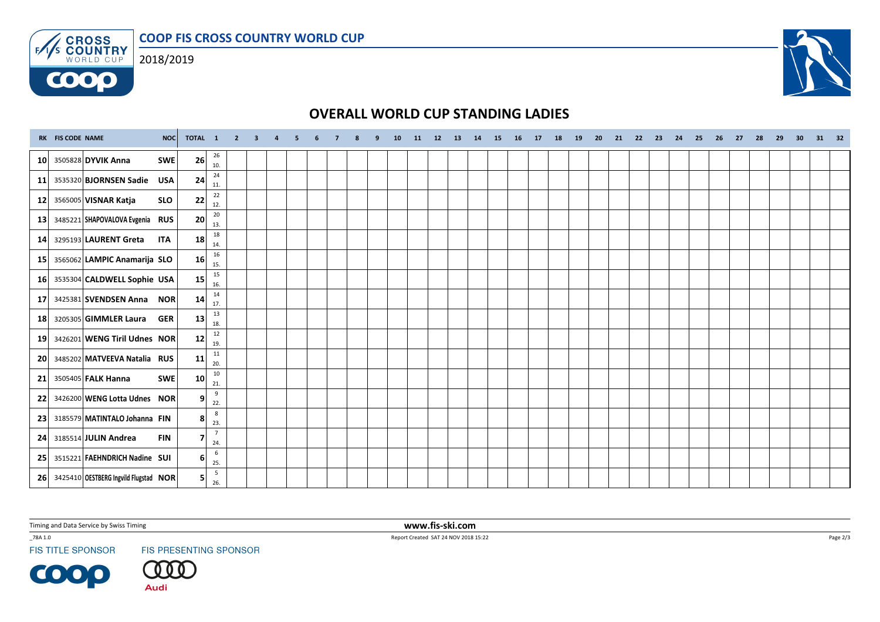# OVERALL WORLD CUP STANDING LADIES

COOP FIS CROSS COUNTRY WORLD CUP

2018/2019

| RK | FIS CODE | NAME | NOC | TOTAL | 1 | 2 | 3 | 4 | 5 | 6 | 7 | 8 | 9 | 10 | 11 | 12 | 13 | 14 | 15 | 16 | 17 | 18 | 19 | 20 | 21 | 22 | 23 | 24 | 25 | 26 | 27 | 28 | 29 | 30 | 31 | 32 |
|---|---|---|---|---|---|---|---|---|---|---|---|---|---|---|---|---|---|---|---|---|---|---|---|---|---|---|---|---|---|---|---|---|---|---|---|---|
| 10 | 3505828 | **DYVIK Anna** | **SWE** | **26** | 26 10. | | | | | | | | | | | | | | | | | | | | | | | | | | | | | | | |
| 11 | 3535320 | **BJORNSEN Sadie** | **USA** | **24** | 24 11. | | | | | | | | | | | | | | | | | | | | | | | | | | | | | | | |
| 12 | 3565005 | **VISNAR Katja** | **SLO** | **22** | 22 12. | | | | | | | | | | | | | | | | | | | | | | | | | | | | | | | |
| 13 | 3485221 | **SHAPOVALOVA Evgenia** | **RUS** | **20** | 20 13. | | | | | | | | | | | | | | | | | | | | | | | | | | | | | | | |
| 14 | 3295193 | **LAURENT Greta** | **ITA** | **18** | 18 14. | | | | | | | | | | | | | | | | | | | | | | | | | | | | | | | |
| 15 | 3565062 | **LAMPIC Anamarija** | **SLO** | **16** | 16 15. | | | | | | | | | | | | | | | | | | | | | | | | | | | | | | | |
| 16 | 3535304 | **CALDWELL Sophie** | **USA** | **15** | 15 16. | | | | | | | | | | | | | | | | | | | | | | | | | | | | | | | |
| 17 | 3425381 | **SVENDSEN Anna** | **NOR** | **14** | 14 17. | | | | | | | | | | | | | | | | | | | | | | | | | | | | | | | |
| 18 | 3205305 | **GIMMLER Laura** | **GER** | **13** | 13 18. | | | | | | | | | | | | | | | | | | | | | | | | | | | | | | | |
| 19 | 3426201 | **WENG Tiril Udnes** | **NOR** | **12** | 12 19. | | | | | | | | | | | | | | | | | | | | | | | | | | | | | | | |
| 20 | 3485202 | **MATVEEVA Natalia** | **RUS** | **11** | 11 20. | | | | | | | | | | | | | | | | | | | | | | | | | | | | | | | |
| 21 | 3505405 | **FALK Hanna** | **SWE** | **10** | 10 21. | | | | | | | | | | | | | | | | | | | | | | | | | | | | | | | |
| 22 | 3426200 | **WENG Lotta Udnes** | **NOR** | **9** | 9 22. | | | | | | | | | | | | | | | | | | | | | | | | | | | | | | | |
| 23 | 3185579 | **MATINTALO Johanna** | **FIN** | **8** | 8 23. | | | | | | | | | | | | | | | | | | | | | | | | | | | | | | | |
| 24 | 3185514 | **JULIN Andrea** | **FIN** | **7** | 7 24. | | | | | | | | | | | | | | | | | | | | | | | | | | | | | | | |
| 25 | 3515221 | **FAEHNDRICH Nadine** | **SUI** | **6** | 6 25. | | | | | | | | | | | | | | | | | | | | | | | | | | | | | | | |
| 26 | 3425410 | **OESTBERG Ingvild Flugstad** | **NOR** | **5** | 5 26. | | | | | | | | | | | | | | | | | | | | | | | | | | | | | | | |

Timing and Data Service by Swiss Timing

www.fis-ski.com

_78A 1.0

Report Created SAT 24 NOV 2018 15:22

FIS TITLE SPONSOR

FIS PRESENTING SPONSOR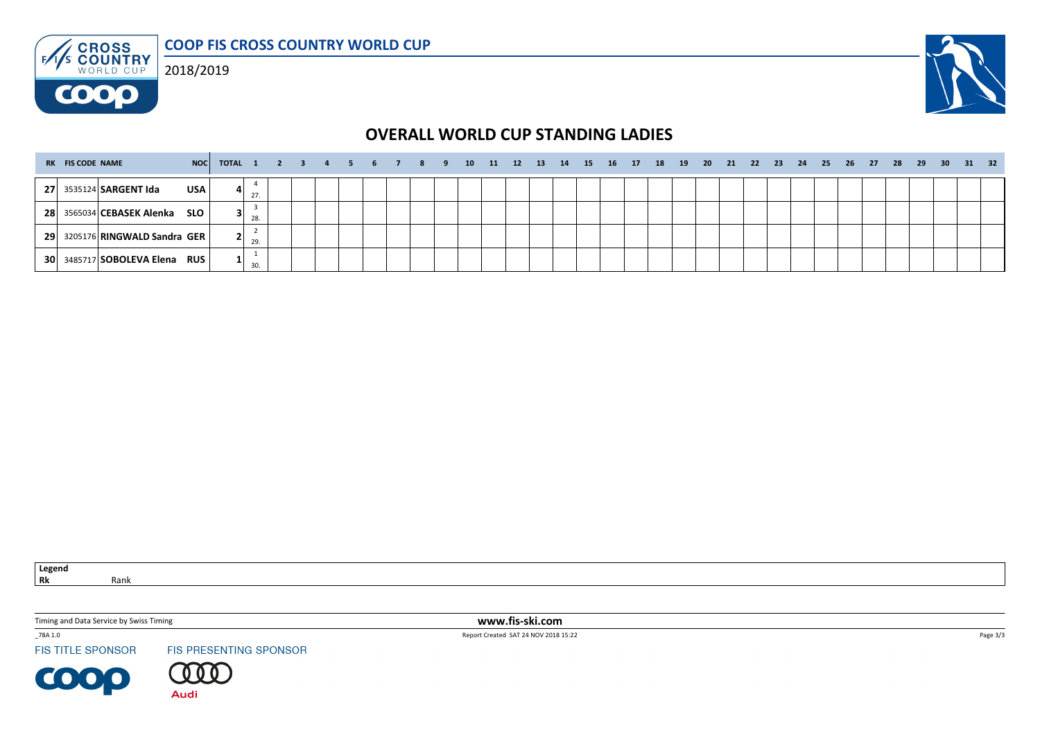## OVERALL WORLD CUP STANDING LADIES

| RK | FIS CODE | NAME | NOC | TOTAL | 1 | 2 | 3 | 4 | 5 | 6 | 7 | 8 | 9 | 10 | 11 | 12 | 13 | 14 | 15 | 16 | 17 | 18 | 19 | 20 | 21 | 22 | 23 | 24 | 25 | 26 | 27 | 28 | 29 | 30 | 31 | 32 |
|---|---|---|---|---|---|---|---|---|---|---|---|---|---|---|---|---|---|---|---|---|---|---|---|---|---|---|---|---|---|---|---|---|---|---|---|---|
| 27 | 3535124 | **SARGENT Ida** | **USA** | 4 | 4 27. | | | | | | | | | | | | | | | | | | | | | | | | | | | | | | | |
| 28 | 3565034 | **CEBASEK Alenka** | **SLO** | 3 | 3 28. | | | | | | | | | | | | | | | | | | | | | | | | | | | | | | | |
| 29 | 3205176 | **RINGWALD Sandra** | **GER** | 2 | 2 29. | | | | | | | | | | | | | | | | | | | | | | | | | | | | | | | |
| 30 | 3485717 | **SOBOLEVA Elena** | **RUS** | 1 | 1 30. | | | | | | | | | | | | | | | | | | | | | | | | | | | | | | | |

**Legend**

**Rk** Rank

Timing and Data Service by Swiss Timing

**www.fis-ski.com**

_78A 1.0

Report Created SAT 24 NOV 2018 15:22

FIS TITLE SPONSOR

FIS PRESENTING SPONSOR